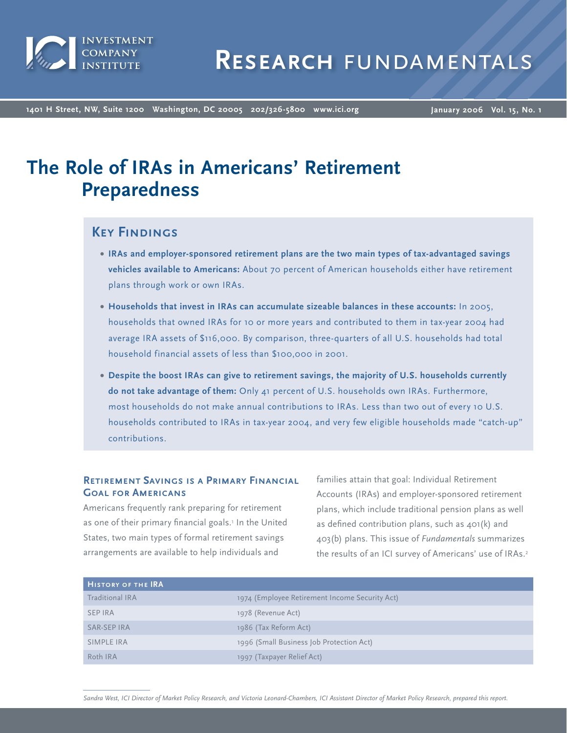# Research Fundamentals

1401 H Street, NW, Suite 1200 Washington, DC 20005 202/326-5800 www.ici.org

January 2006 Vol. 15, No. 1

# The Role of IRAs in Americans' Retirement Preparedness

## Key Findings

- **IRAs and employer-sponsored retirement plans are the two main types of tax-advantaged savings vehicles available to Americans:** About 70 percent of American households either have retirement plans through work or own IRAs.
- **Households that invest in IRAs can accumulate sizeable balances in these accounts:** In 2005, households that owned IRAs for 10 or more years and contributed to them in tax-year 2004 had average IRA assets of $116,000. By comparison, three-quarters of all U.S. households had total household financial assets of less than $100,000 in 2001.
- **Despite the boost IRAs can give to retirement savings, the majority of U.S. households currently do not take advantage of them:** Only 41 percent of U.S. households own IRAs. Furthermore, most households do not make annual contributions to IRAs. Less than two out of every 10 U.S. households contributed to IRAs in tax-year 2004, and very few eligible households made "catch-up" contributions.

### Retirement Savings is a Primary Financial Goal for Americans

Americans frequently rank preparing for retirement as one of their primary financial goals.[1] In the United States, two main types of formal retirement savings arrangements are available to help individuals and families attain that goal: Individual Retirement Accounts (IRAs) and employer-sponsored retirement plans, which include traditional pension plans as well as defined contribution plans, such as 401(k) and 403(b) plans. This issue of *Fundamentals* summarizes the results of an ICI survey of Americans' use of IRAs.[2]

| History of the IRA | |
|---|---|
| Traditional IRA | 1974 (Employee Retirement Income Security Act) |
| SEP IRA | 1978 (Revenue Act) |
| SAR-SEP IRA | 1986 (Tax Reform Act) |
| SIMPLE IRA | 1996 (Small Business Job Protection Act) |
| Roth IRA | 1997 (Taxpayer Relief Act) |

*Sandra West, ICI Director of Market Policy Research, and Victoria Leonard-Chambers, ICI Assistant Director of Market Policy Research, prepared this report.*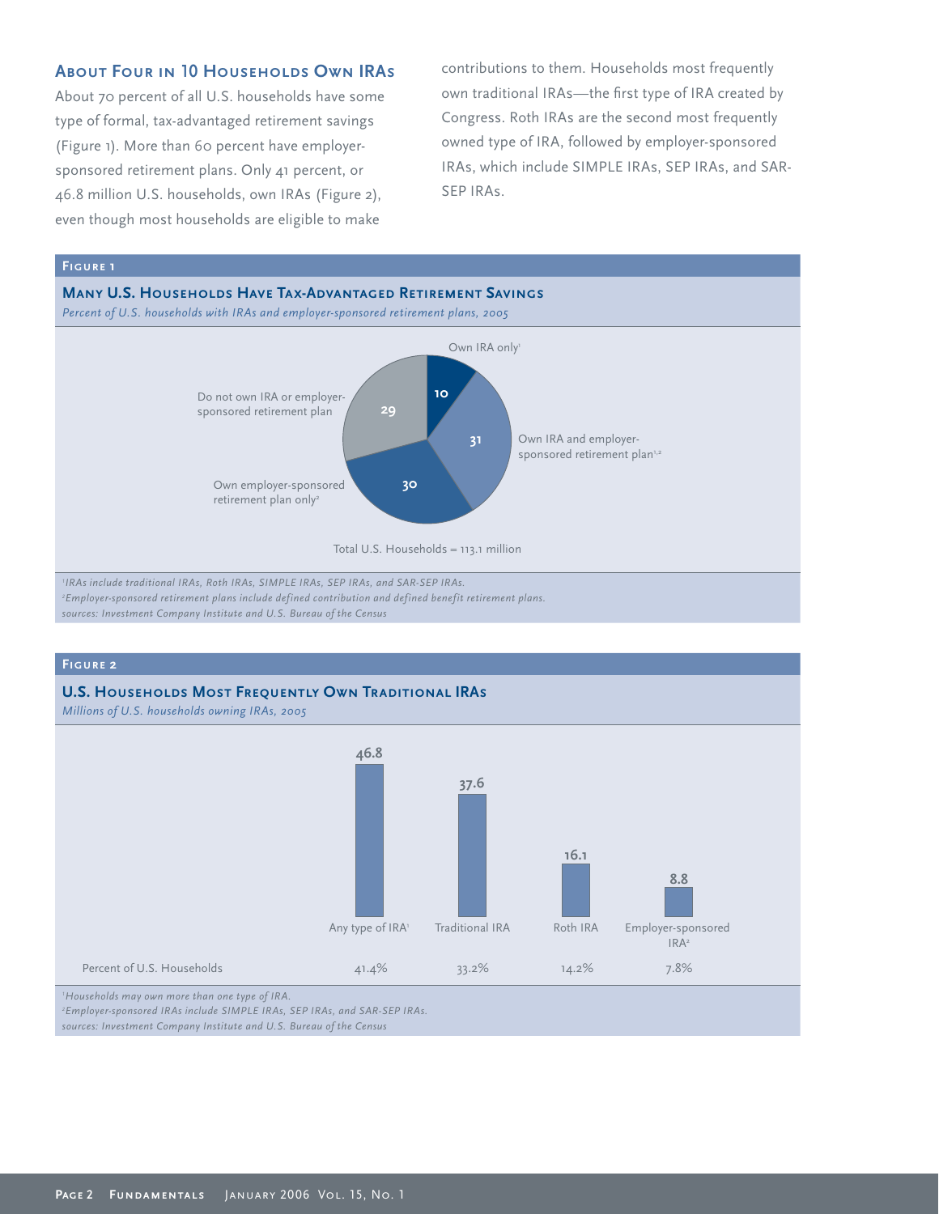## About Four in 10 Households Own IRAs

About 70 percent of all U.S. households have some type of formal, tax-advantaged retirement savings (Figure 1). More than 60 percent have employer-sponsored retirement plans. Only 41 percent, or 46.8 million U.S. households, own IRAs (Figure 2), even though most households are eligible to make contributions to them. Households most frequently own traditional IRAs—the first type of IRA created by Congress. Roth IRAs are the second most frequently owned type of IRA, followed by employer-sponsored IRAs, which include SIMPLE IRAs, SEP IRAs, and SAR-SEP IRAs.

**Figure 1**

**Many U.S. Households Have Tax-Advantaged Retirement Savings**

*Percent of U.S. households with IRAs and employer-sponsored retirement plans, 2005*

| Category | Percent |
| --- | --- |
| Own IRA only[1] | 10 |
| Own IRA and employer-sponsored retirement plan[1,2] | 31 |
| Own employer-sponsored retirement plan only[2] | 30 |
| Do not own IRA or employer-sponsored retirement plan | 29 |

Total U.S. Households = 113.1 million

*[1]IRAs include traditional IRAs, Roth IRAs, SIMPLE IRAs, SEP IRAs, and SAR-SEP IRAs.*
*[2]Employer-sponsored retirement plans include defined contribution and defined benefit retirement plans.*
*sources: Investment Company Institute and U.S. Bureau of the Census*

**Figure 2**

**U.S. Households Most Frequently Own Traditional IRAs**

*Millions of U.S. households owning IRAs, 2005*

| | Any type of IRA[1] | Traditional IRA | Roth IRA | Employer-sponsored IRA[2] |
| --- | --- | --- | --- | --- |
| Millions of U.S. households | 46.8 | 37.6 | 16.1 | 8.8 |
| Percent of U.S. Households | 41.4% | 33.2% | 14.2% | 7.8% |

*[1]Households may own more than one type of IRA.*
*[2]Employer-sponsored IRAs include SIMPLE IRAs, SEP IRAs, and SAR-SEP IRAs.*
*sources: Investment Company Institute and U.S. Bureau of the Census*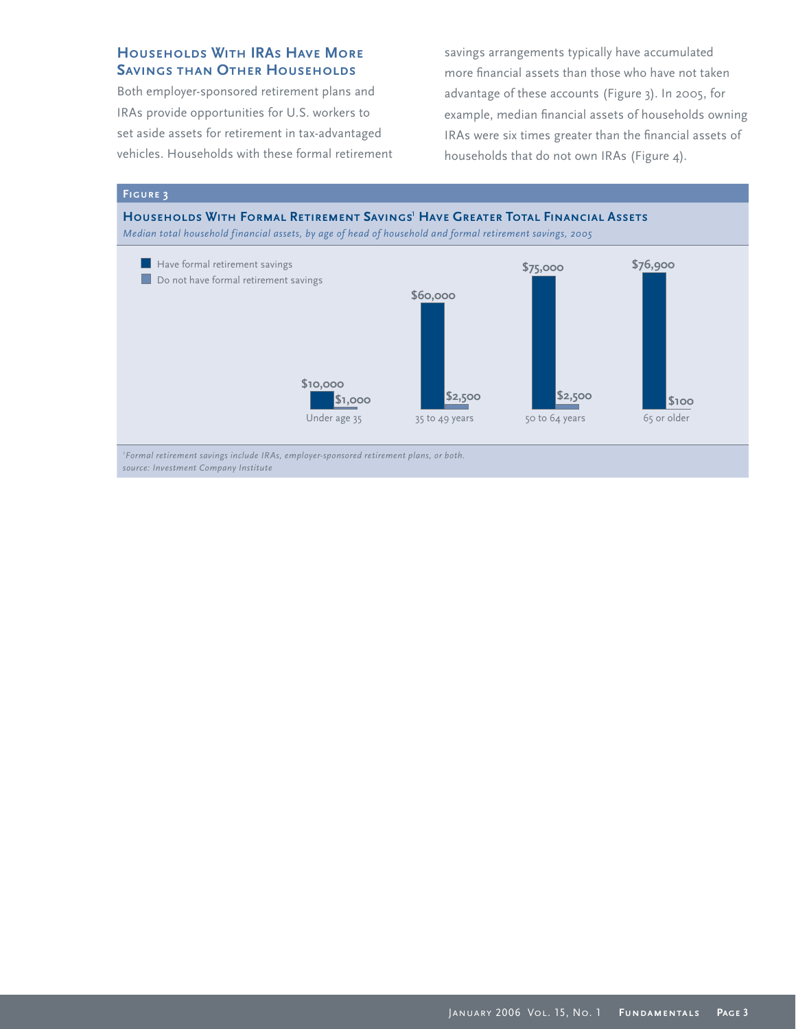## Households With IRAs Have More Savings than Other Households

Both employer-sponsored retirement plans and IRAs provide opportunities for U.S. workers to set aside assets for retirement in tax-advantaged vehicles. Households with these formal retirement savings arrangements typically have accumulated more financial assets than those who have not taken advantage of these accounts (Figure 3). In 2005, for example, median financial assets of households owning IRAs were six times greater than the financial assets of households that do not own IRAs (Figure 4).

**Figure 3**

**Households With Formal Retirement Savings[1] Have Greater Total Financial Assets**

*Median total household financial assets, by age of head of household and formal retirement savings, 2005*

Have formal retirement savings
Do not have formal retirement savings

Under age 35: $10,000 / $1,000
35 to 49 years: $60,000 / $2,500
50 to 64 years: $75,000 / $2,500
65 or older: $76,900 / $100

*[1]Formal retirement savings include IRAs, employer-sponsored retirement plans, or both.*
*source: Investment Company Institute*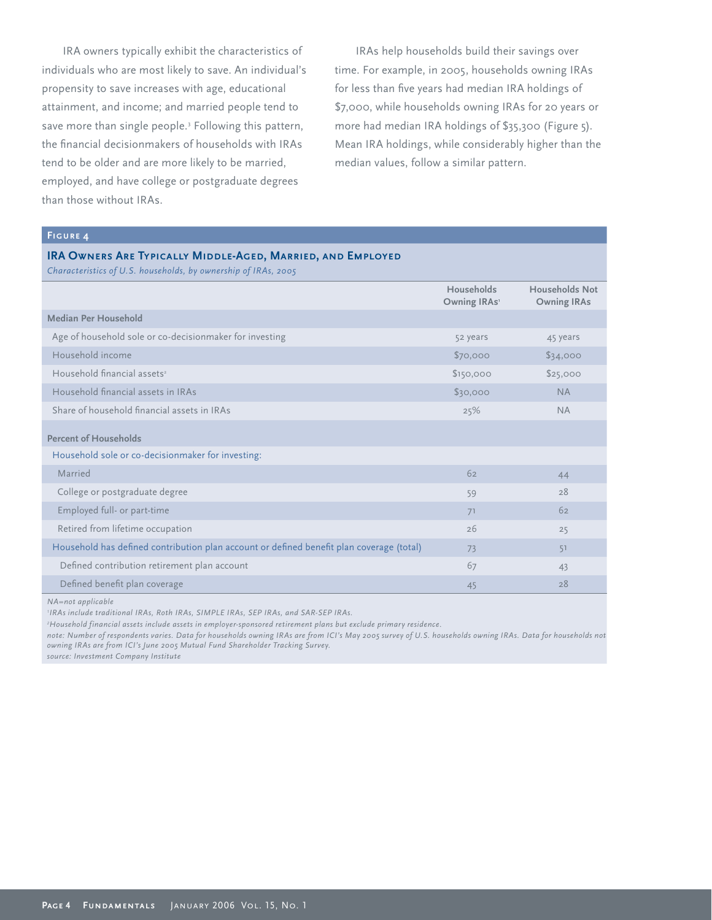IRA owners typically exhibit the characteristics of individuals who are most likely to save. An individual's propensity to save increases with age, educational attainment, and income; and married people tend to save more than single people.[3] Following this pattern, the financial decisionmakers of households with IRAs tend to be older and are more likely to be married, employed, and have college or postgraduate degrees than those without IRAs.

IRAs help households build their savings over time. For example, in 2005, households owning IRAs for less than five years had median IRA holdings of $7,000, while households owning IRAs for 20 years or more had median IRA holdings of $35,300 (Figure 5). Mean IRA holdings, while considerably higher than the median values, follow a similar pattern.

**Figure 4**

**IRA Owners Are Typically Middle-Aged, Married, and Employed**

*Characteristics of U.S. households, by ownership of IRAs, 2005*

| | Households Owning IRAs[1] | Households Not Owning IRAs |
|---|---|---|
| **Median Per Household** | | |
| Age of household sole or co-decisionmaker for investing | 52 years | 45 years |
| Household income | $70,000 | $34,000 |
| Household financial assets[2] | $150,000 | $25,000 |
| Household financial assets in IRAs | $30,000 | NA |
| Share of household financial assets in IRAs | 25% | NA |
| **Percent of Households** | | |
| Household sole or co-decisionmaker for investing: | | |
| Married | 62 | 44 |
| College or postgraduate degree | 59 | 28 |
| Employed full- or part-time | 71 | 62 |
| Retired from lifetime occupation | 26 | 25 |
| Household has defined contribution plan account or defined benefit plan coverage (total) | 73 | 51 |
| Defined contribution retirement plan account | 67 | 43 |
| Defined benefit plan coverage | 45 | 28 |

*NA=not applicable*

*[1]IRAs include traditional IRAs, Roth IRAs, SIMPLE IRAs, SEP IRAs, and SAR-SEP IRAs.*

*[2]Household financial assets include assets in employer-sponsored retirement plans but exclude primary residence.*

*note: Number of respondents varies. Data for households owning IRAs are from ICI's May 2005 survey of U.S. households owning IRAs. Data for households not owning IRAs are from ICI's June 2005 Mutual Fund Shareholder Tracking Survey.*

*source: Investment Company Institute*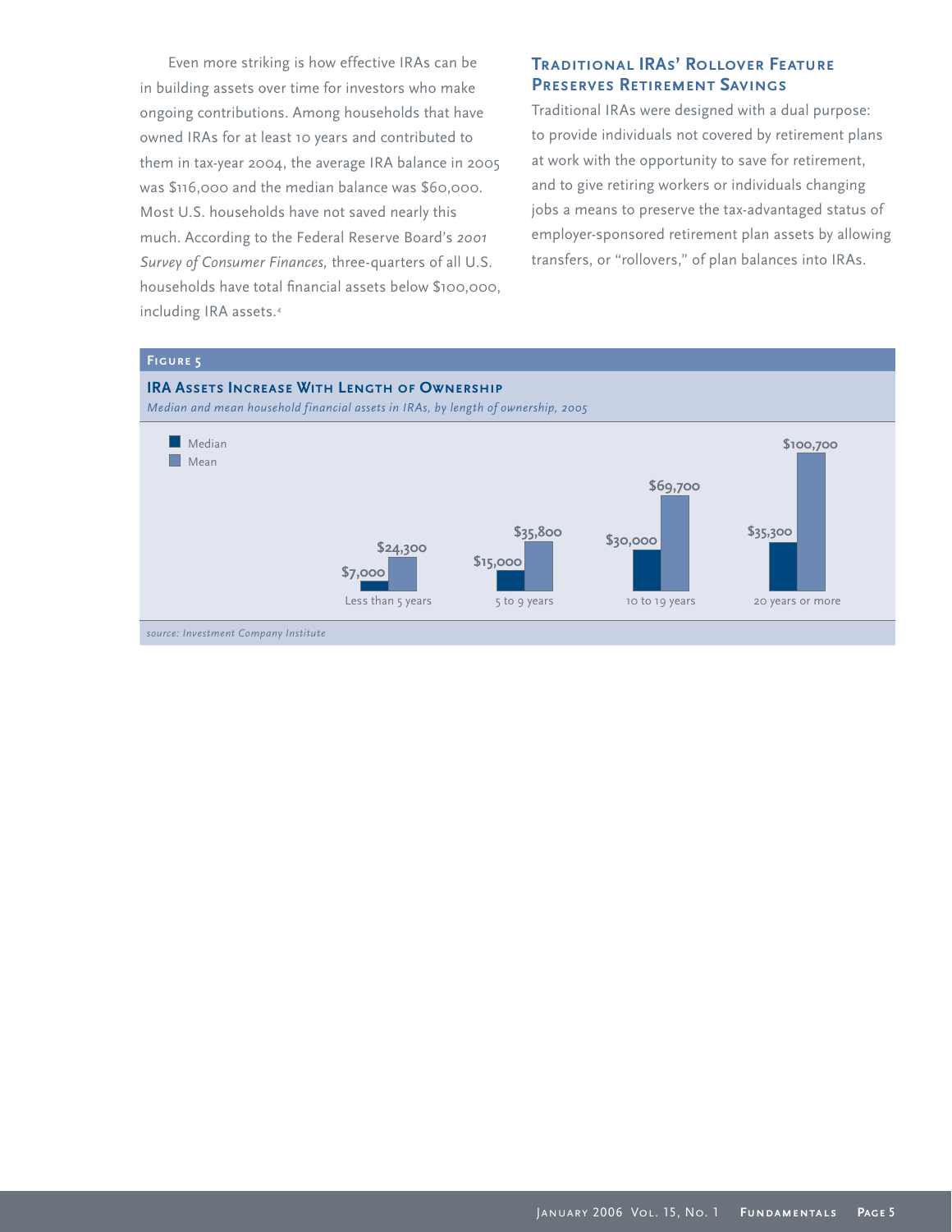Even more striking is how effective IRAs can be in building assets over time for investors who make ongoing contributions. Among households that have owned IRAs for at least 10 years and contributed to them in tax-year 2004, the average IRA balance in 2005 was $116,000 and the median balance was $60,000. Most U.S. households have not saved nearly this much. According to the Federal Reserve Board's *2001 Survey of Consumer Finances,* three-quarters of all U.S. households have total financial assets below $100,000, including IRA assets.[4]

## Traditional IRAs' Rollover Feature Preserves Retirement Savings

Traditional IRAs were designed with a dual purpose: to provide individuals not covered by retirement plans at work with the opportunity to save for retirement, and to give retiring workers or individuals changing jobs a means to preserve the tax-advantaged status of employer-sponsored retirement plan assets by allowing transfers, or "rollovers," of plan balances into IRAs.

**Figure 5**

**IRA Assets Increase With Length of Ownership**

*Median and mean household financial assets in IRAs, by length of ownership, 2005*

Median
Mean

$7,000
$24,300
Less than 5 years

$15,000
$35,800
5 to 9 years

$30,000
$69,700
10 to 19 years

$35,300
$100,700
20 years or more

*source: Investment Company Institute*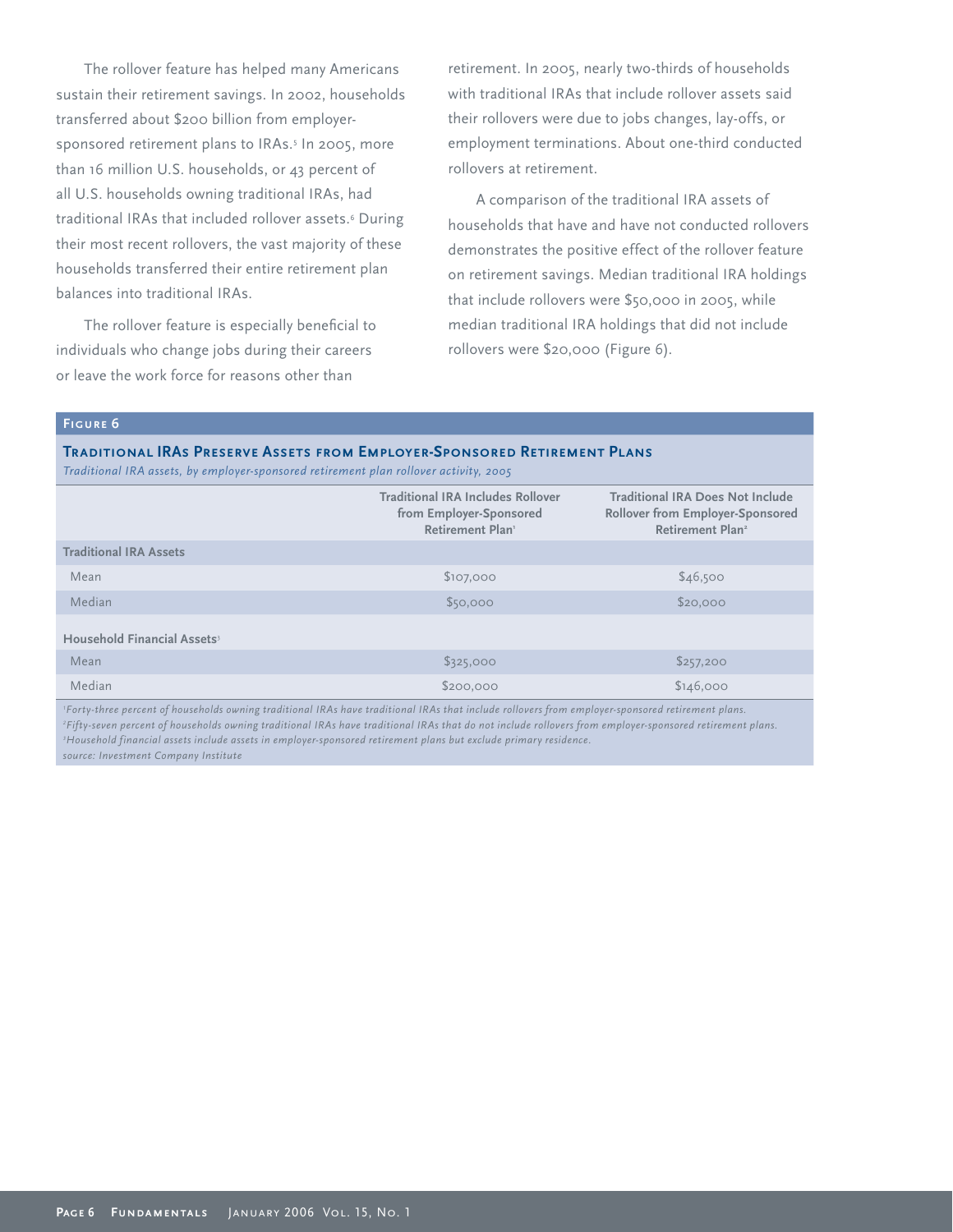The rollover feature has helped many Americans sustain their retirement savings. In 2002, households transferred about $200 billion from employer-sponsored retirement plans to IRAs.[5] In 2005, more than 16 million U.S. households, or 43 percent of all U.S. households owning traditional IRAs, had traditional IRAs that included rollover assets.[6] During their most recent rollovers, the vast majority of these households transferred their entire retirement plan balances into traditional IRAs.

The rollover feature is especially beneficial to individuals who change jobs during their careers or leave the work force for reasons other than retirement. In 2005, nearly two-thirds of households with traditional IRAs that include rollover assets said their rollovers were due to jobs changes, lay-offs, or employment terminations. About one-third conducted rollovers at retirement.

A comparison of the traditional IRA assets of households that have and have not conducted rollovers demonstrates the positive effect of the rollover feature on retirement savings. Median traditional IRA holdings that include rollovers were $50,000 in 2005, while median traditional IRA holdings that did not include rollovers were $20,000 (Figure 6).

**Figure 6**

**Traditional IRAs Preserve Assets from Employer-Sponsored Retirement Plans**

*Traditional IRA assets, by employer-sponsored retirement plan rollover activity, 2005*

| | Traditional IRA Includes Rollover from Employer-Sponsored Retirement Plan[1] | Traditional IRA Does Not Include Rollover from Employer-Sponsored Retirement Plan[2] |
|---|---|---|
| **Traditional IRA Assets** | | |
| Mean | $107,000 | $46,500 |
| Median | $50,000 | $20,000 |
| **Household Financial Assets**[3] | | |
| Mean | $325,000 | $257,200 |
| Median | $200,000 | $146,000 |

*[1]Forty-three percent of households owning traditional IRAs have traditional IRAs that include rollovers from employer-sponsored retirement plans.*
*[2]Fifty-seven percent of households owning traditional IRAs have traditional IRAs that do not include rollovers from employer-sponsored retirement plans.*
*[3]Household financial assets include assets in employer-sponsored retirement plans but exclude primary residence.*
*source: Investment Company Institute*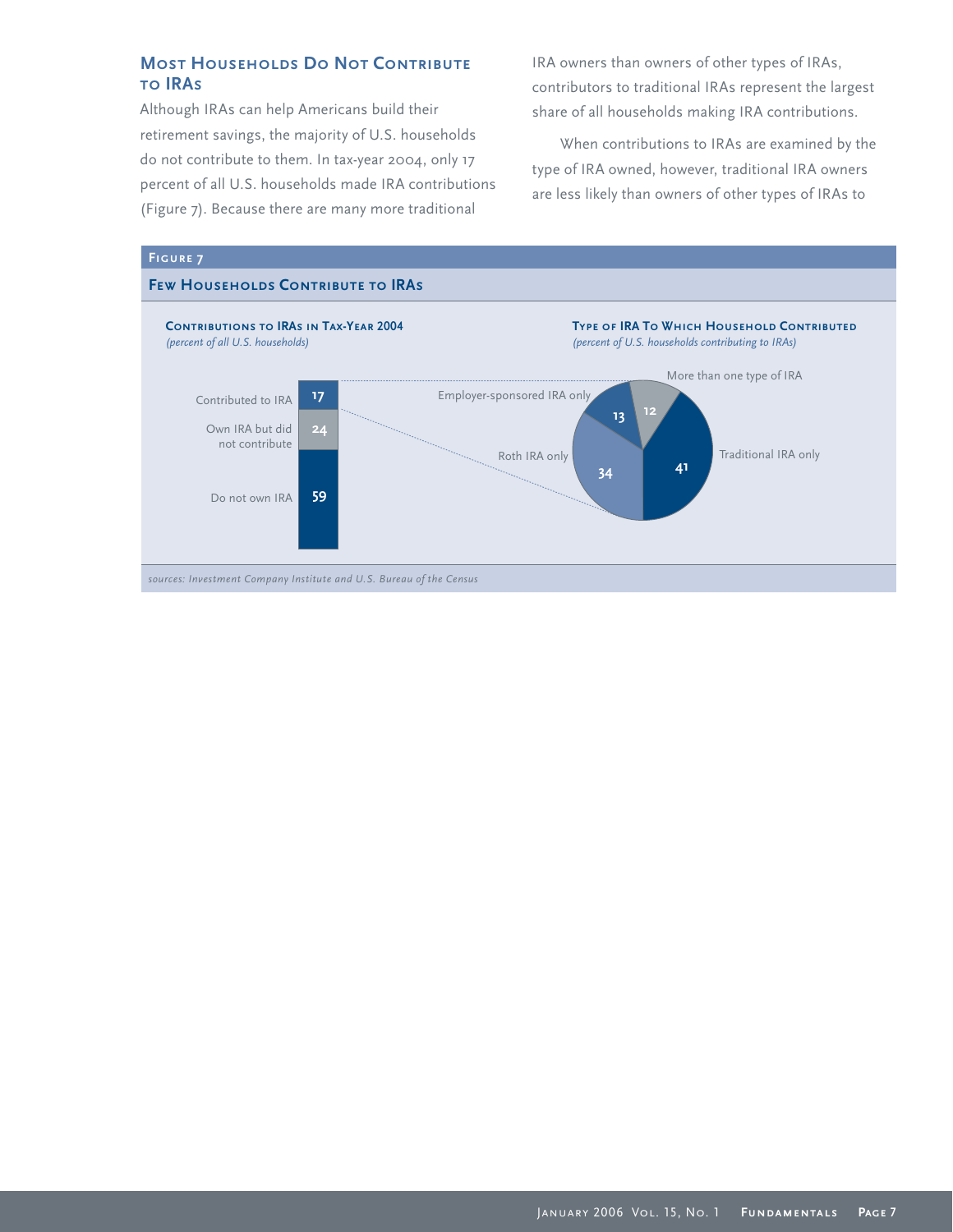## Most Households Do Not Contribute to IRAs

Although IRAs can help Americans build their retirement savings, the majority of U.S. households do not contribute to them. In tax-year 2004, only 17 percent of all U.S. households made IRA contributions (Figure 7). Because there are many more traditional IRA owners than owners of other types of IRAs, contributors to traditional IRAs represent the largest share of all households making IRA contributions.

When contributions to IRAs are examined by the type of IRA owned, however, traditional IRA owners are less likely than owners of other types of IRAs to

**Figure 7**

**Few Households Contribute to IRAs**

**Contributions to IRAs in Tax-Year 2004**
*(percent of all U.S. households)*

Contributed to IRA 17
Own IRA but did not contribute 24
Do not own IRA 59

**Type of IRA To Which Household Contributed**
*(percent of U.S. households contributing to IRAs)*

More than one type of IRA 12
Employer-sponsored IRA only 13
Roth IRA only 34
Traditional IRA only 41

*sources: Investment Company Institute and U.S. Bureau of the Census*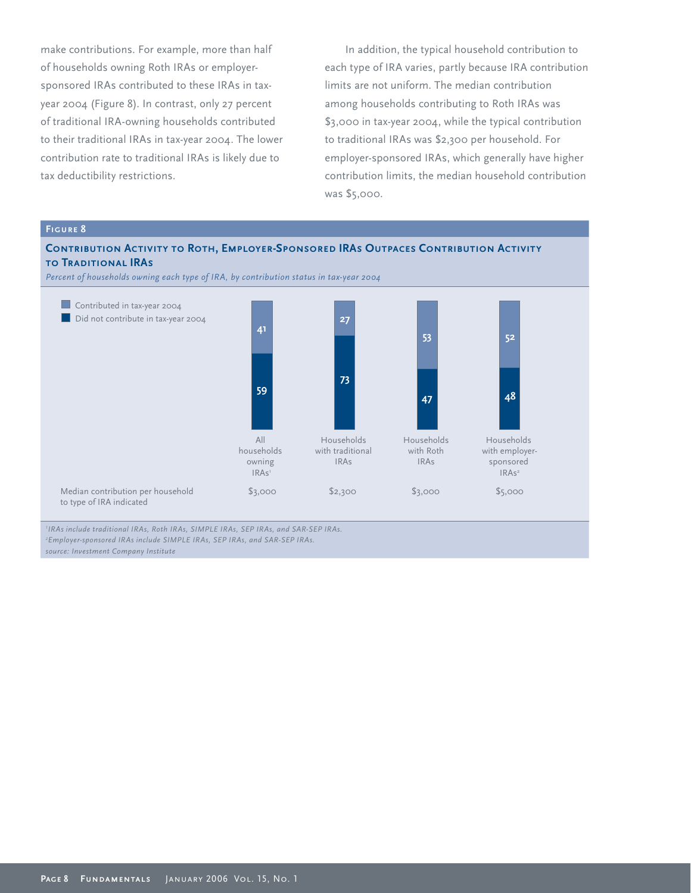make contributions. For example, more than half of households owning Roth IRAs or employer-sponsored IRAs contributed to these IRAs in tax-year 2004 (Figure 8). In contrast, only 27 percent of traditional IRA-owning households contributed to their traditional IRAs in tax-year 2004. The lower contribution rate to traditional IRAs is likely due to tax deductibility restrictions.

In addition, the typical household contribution to each type of IRA varies, partly because IRA contribution limits are not uniform. The median contribution among households contributing to Roth IRAs was $3,000 in tax-year 2004, while the typical contribution to traditional IRAs was $2,300 per household. For employer-sponsored IRAs, which generally have higher contribution limits, the median household contribution was $5,000.

**Figure 8**

**Contribution Activity to Roth, Employer-Sponsored IRAs Outpaces Contribution Activity to Traditional IRAs**

*Percent of households owning each type of IRA, by contribution status in tax-year 2004*

Contributed in tax-year 2004
Did not contribute in tax-year 2004

All households owning IRAs[1]: 41, 59
Households with traditional IRAs: 27, 73
Households with Roth IRAs: 53, 47
Households with employer-sponsored IRAs[2]: 52, 48

Median contribution per household to type of IRA indicated: $3,000, $2,300, $3,000, $5,000

[1] *IRAs include traditional IRAs, Roth IRAs, SIMPLE IRAs, SEP IRAs, and SAR-SEP IRAs.*
[2] *Employer-sponsored IRAs include SIMPLE IRAs, SEP IRAs, and SAR-SEP IRAs.*
*source: Investment Company Institute*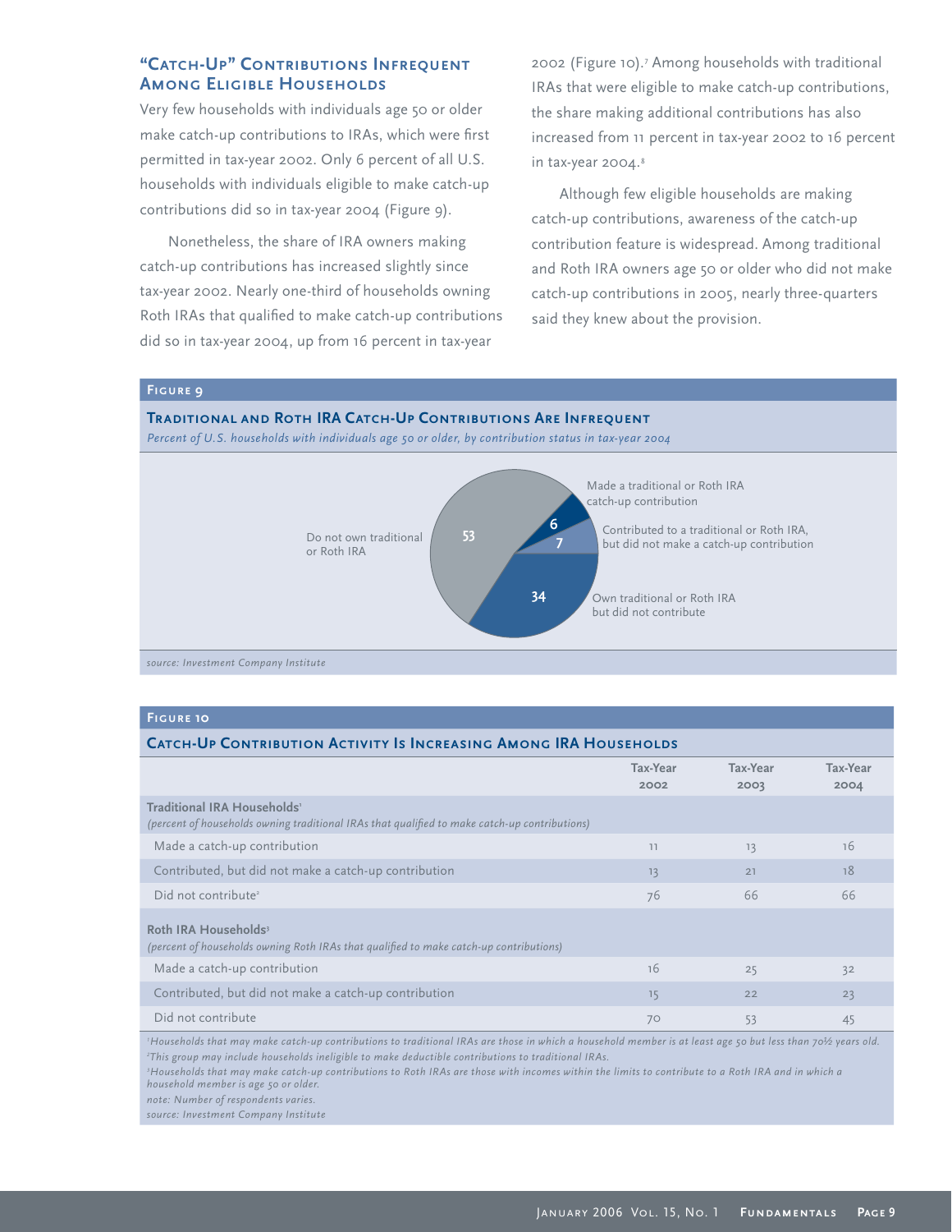## "Catch-Up" Contributions Infrequent Among Eligible Households

Very few households with individuals age 50 or older make catch-up contributions to IRAs, which were first permitted in tax-year 2002. Only 6 percent of all U.S. households with individuals eligible to make catch-up contributions did so in tax-year 2004 (Figure 9).

Nonetheless, the share of IRA owners making catch-up contributions has increased slightly since tax-year 2002. Nearly one-third of households owning Roth IRAs that qualified to make catch-up contributions did so in tax-year 2004, up from 16 percent in tax-year 2002 (Figure 10).[7] Among households with traditional IRAs that were eligible to make catch-up contributions, the share making additional contributions has also increased from 11 percent in tax-year 2002 to 16 percent in tax-year 2004.[8]

Although few eligible households are making catch-up contributions, awareness of the catch-up contribution feature is widespread. Among traditional and Roth IRA owners age 50 or older who did not make catch-up contributions in 2005, nearly three-quarters said they knew about the provision.

**Figure 9**

**Traditional and Roth IRA Catch-Up Contributions Are Infrequent**

*Percent of U.S. households with individuals age 50 or older, by contribution status in tax-year 2004*

Do not own traditional or Roth IRA 53

Made a traditional or Roth IRA catch-up contribution 6

Contributed to a traditional or Roth IRA, but did not make a catch-up contribution 7

Own traditional or Roth IRA but did not contribute 34

*source: Investment Company Institute*

**Figure 10**

**Catch-Up Contribution Activity Is Increasing Among IRA Households**

| | Tax-Year 2002 | Tax-Year 2003 | Tax-Year 2004 |
|---|---|---|---|
| **Traditional IRA Households**[1] *(percent of households owning traditional IRAs that qualified to make catch-up contributions)* | | | |
| Made a catch-up contribution | 11 | 13 | 16 |
| Contributed, but did not make a catch-up contribution | 13 | 21 | 18 |
| Did not contribute[2] | 76 | 66 | 66 |
| **Roth IRA Households**[3] *(percent of households owning Roth IRAs that qualified to make catch-up contributions)* | | | |
| Made a catch-up contribution | 16 | 25 | 32 |
| Contributed, but did not make a catch-up contribution | 15 | 22 | 23 |
| Did not contribute | 70 | 53 | 45 |

*[1]Households that may make catch-up contributions to traditional IRAs are those in which a household member is at least age 50 but less than 70½ years old.*
*[2]This group may include households ineligible to make deductible contributions to traditional IRAs.*
*[3]Households that may make catch-up contributions to Roth IRAs are those with incomes within the limits to contribute to a Roth IRA and in which a household member is age 50 or older.*
*note: Number of respondents varies.*
*source: Investment Company Institute*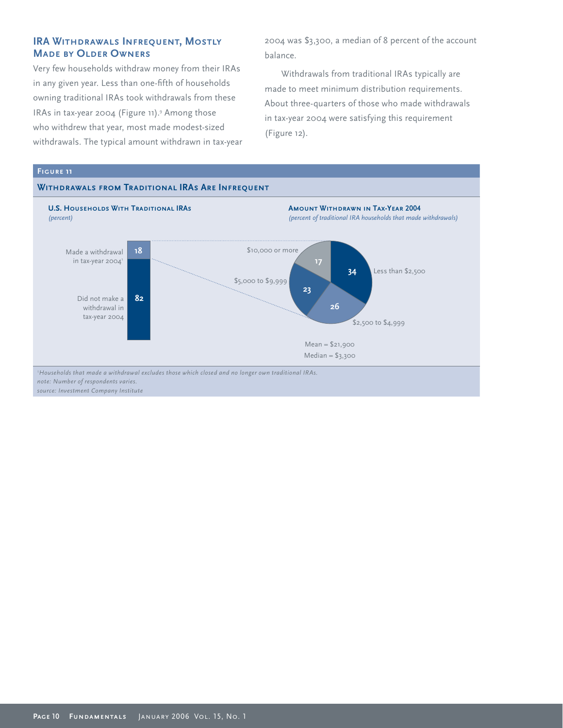## IRA Withdrawals Infrequent, Mostly Made by Older Owners

Very few households withdraw money from their IRAs in any given year. Less than one-fifth of households owning traditional IRAs took withdrawals from these IRAs in tax-year 2004 (Figure 11).[9] Among those who withdrew that year, most made modest-sized withdrawals. The typical amount withdrawn in tax-year 2004 was $3,300, a median of 8 percent of the account balance.

Withdrawals from traditional IRAs typically are made to meet minimum distribution requirements. About three-quarters of those who made withdrawals in tax-year 2004 were satisfying this requirement (Figure 12).

**Figure 11**

**Withdrawals from Traditional IRAs Are Infrequent**

**U.S. Households With Traditional IRAs**
*(percent)*

Made a withdrawal in tax-year 2004[1]
18

Did not make a withdrawal in tax-year 2004
82

**Amount Withdrawn in Tax-Year 2004**
*(percent of traditional IRA households that made withdrawals)*

$10,000 or more
17

Less than $2,500
34

$5,000 to $9,999
23

$2,500 to $4,999
26

Mean = $21,900
Median = $3,300

*[1]Households that made a withdrawal excludes those which closed and no longer own traditional IRAs.*
*note: Number of respondents varies.*
*source: Investment Company Institute*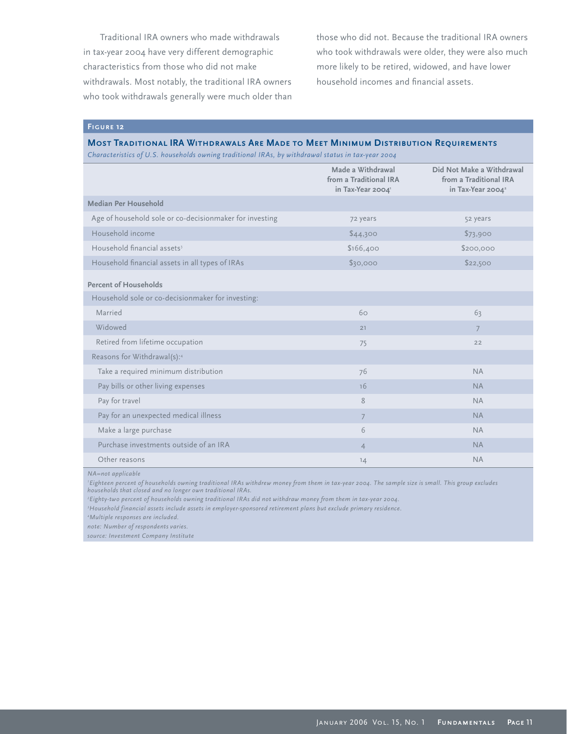Traditional IRA owners who made withdrawals in tax-year 2004 have very different demographic characteristics from those who did not make withdrawals. Most notably, the traditional IRA owners who took withdrawals generally were much older than those who did not. Because the traditional IRA owners who took withdrawals were older, they were also much more likely to be retired, widowed, and have lower household incomes and financial assets.

**Figure 12**

**Most Traditional IRA Withdrawals Are Made to Meet Minimum Distribution Requirements**

*Characteristics of U.S. households owning traditional IRAs, by withdrawal status in tax-year 2004*

| | Made a Withdrawal from a Traditional IRA in Tax-Year 2004[1] | Did Not Make a Withdrawal from a Traditional IRA in Tax-Year 2004[2] |
|---|---|---|
| **Median Per Household** | | |
| Age of household sole or co-decisionmaker for investing | 72 years | 52 years |
| Household income | $44,300 | $73,900 |
| Household financial assets[3] | $166,400 | $200,000 |
| Household financial assets in all types of IRAs | $30,000 | $22,500 |
| **Percent of Households** | | |
| Household sole or co-decisionmaker for investing: | | |
| Married | 60 | 63 |
| Widowed | 21 | 7 |
| Retired from lifetime occupation | 75 | 22 |
| Reasons for Withdrawal(s):[4] | | |
| Take a required minimum distribution | 76 | NA |
| Pay bills or other living expenses | 16 | NA |
| Pay for travel | 8 | NA |
| Pay for an unexpected medical illness | 7 | NA |
| Make a large purchase | 6 | NA |
| Purchase investments outside of an IRA | 4 | NA |
| Other reasons | 14 | NA |

*NA=not applicable*

*[1]Eighteen percent of households owning traditional IRAs withdrew money from them in tax-year 2004. The sample size is small. This group excludes households that closed and no longer own traditional IRAs.*

*[2]Eighty-two percent of households owning traditional IRAs did not withdraw money from them in tax-year 2004.*

*[3]Household financial assets include assets in employer-sponsored retirement plans but exclude primary residence.*

*[4]Multiple responses are included.*

*note: Number of respondents varies.*

*source: Investment Company Institute*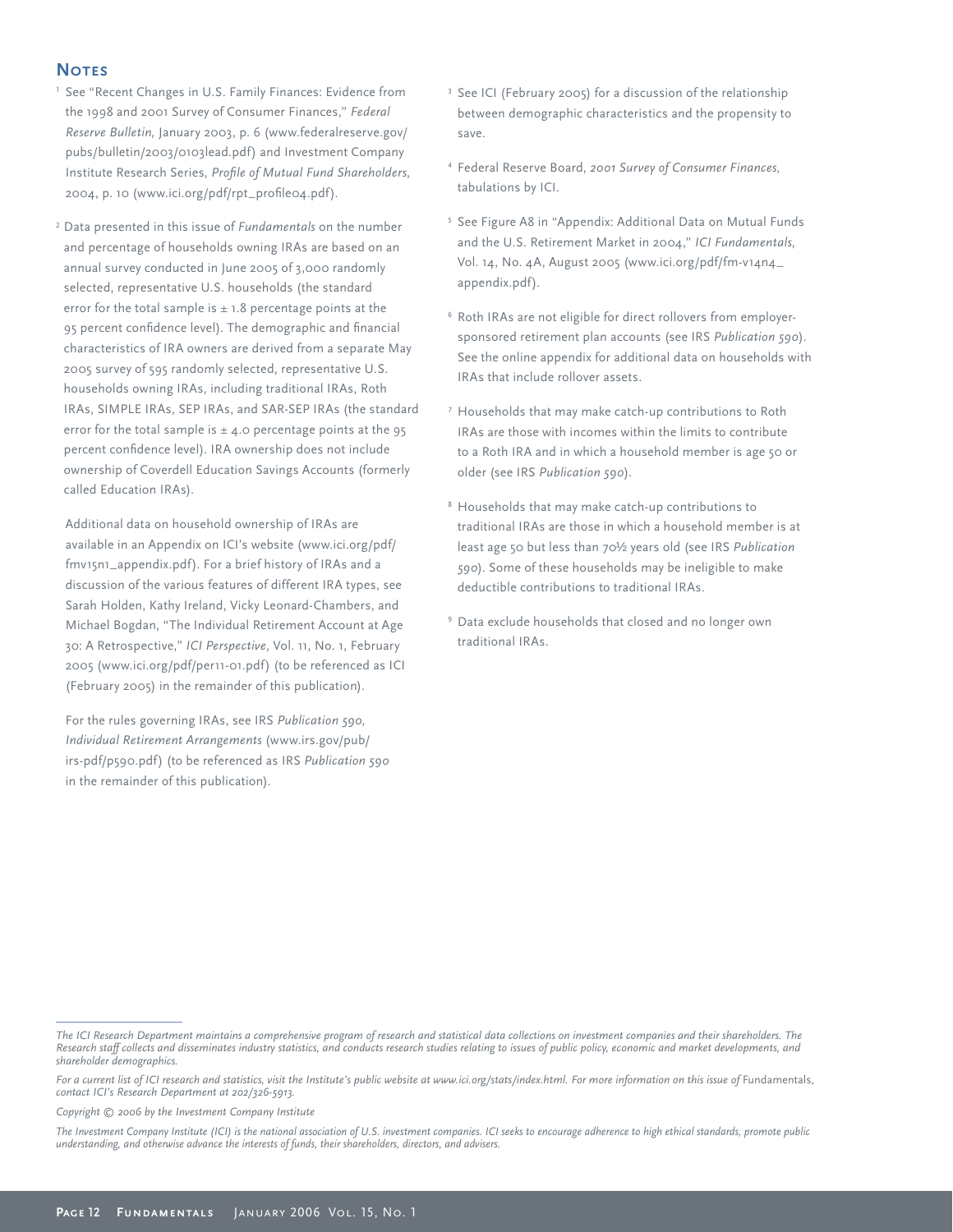## Notes

[1] See "Recent Changes in U.S. Family Finances: Evidence from the 1998 and 2001 Survey of Consumer Finances," *Federal Reserve Bulletin,* January 2003, p. 6 (www.federalreserve.gov/pubs/bulletin/2003/0103lead.pdf) and Investment Company Institute Research Series, *Profile of Mutual Fund Shareholders,* 2004, p. 10 (www.ici.org/pdf/rpt_profile04.pdf).

[2] Data presented in this issue of *Fundamentals* on the number and percentage of households owning IRAs are based on an annual survey conducted in June 2005 of 3,000 randomly selected, representative U.S. households (the standard error for the total sample is ± 1.8 percentage points at the 95 percent confidence level). The demographic and financial characteristics of IRA owners are derived from a separate May 2005 survey of 595 randomly selected, representative U.S. households owning IRAs, including traditional IRAs, Roth IRAs, SIMPLE IRAs, SEP IRAs, and SAR-SEP IRAs (the standard error for the total sample is ± 4.0 percentage points at the 95 percent confidence level). IRA ownership does not include ownership of Coverdell Education Savings Accounts (formerly called Education IRAs).

Additional data on household ownership of IRAs are available in an Appendix on ICI's website (www.ici.org/pdf/fmv15n1_appendix.pdf). For a brief history of IRAs and a discussion of the various features of different IRA types, see Sarah Holden, Kathy Ireland, Vicky Leonard-Chambers, and Michael Bogdan, "The Individual Retirement Account at Age 30: A Retrospective," *ICI Perspective*, Vol. 11, No. 1, February 2005 (www.ici.org/pdf/per11-01.pdf) (to be referenced as ICI (February 2005) in the remainder of this publication).

For the rules governing IRAs, see IRS *Publication 590, Individual Retirement Arrangements* (www.irs.gov/pub/irs-pdf/p590.pdf) (to be referenced as IRS *Publication 590* in the remainder of this publication).

[3] See ICI (February 2005) for a discussion of the relationship between demographic characteristics and the propensity to save.

[4] Federal Reserve Board, *2001 Survey of Consumer Finances*, tabulations by ICI.

[5] See Figure A8 in "Appendix: Additional Data on Mutual Funds and the U.S. Retirement Market in 2004," *ICI Fundamentals,* Vol. 14, No. 4A, August 2005 (www.ici.org/pdf/fm-v14n4_appendix.pdf).

[6] Roth IRAs are not eligible for direct rollovers from employer-sponsored retirement plan accounts (see IRS *Publication 590*). See the online appendix for additional data on households with IRAs that include rollover assets.

[7] Households that may make catch-up contributions to Roth IRAs are those with incomes within the limits to contribute to a Roth IRA and in which a household member is age 50 or older (see IRS *Publication 590*).

[8] Households that may make catch-up contributions to traditional IRAs are those in which a household member is at least age 50 but less than 70½ years old (see IRS *Publication 590*). Some of these households may be ineligible to make deductible contributions to traditional IRAs.

[9] Data exclude households that closed and no longer own traditional IRAs.

---

*The ICI Research Department maintains a comprehensive program of research and statistical data collections on investment companies and their shareholders. The Research staff collects and disseminates industry statistics, and conducts research studies relating to issues of public policy, economic and market developments, and shareholder demographics.*

*For a current list of ICI research and statistics, visit the Institute's public website at www.ici.org/stats/index.html. For more information on this issue of* Fundamentals, *contact ICI's Research Department at 202/326-5913.*

*Copyright © 2006 by the Investment Company Institute*

*The Investment Company Institute (ICI) is the national association of U.S. investment companies. ICI seeks to encourage adherence to high ethical standards, promote public understanding, and otherwise advance the interests of funds, their shareholders, directors, and advisers.*